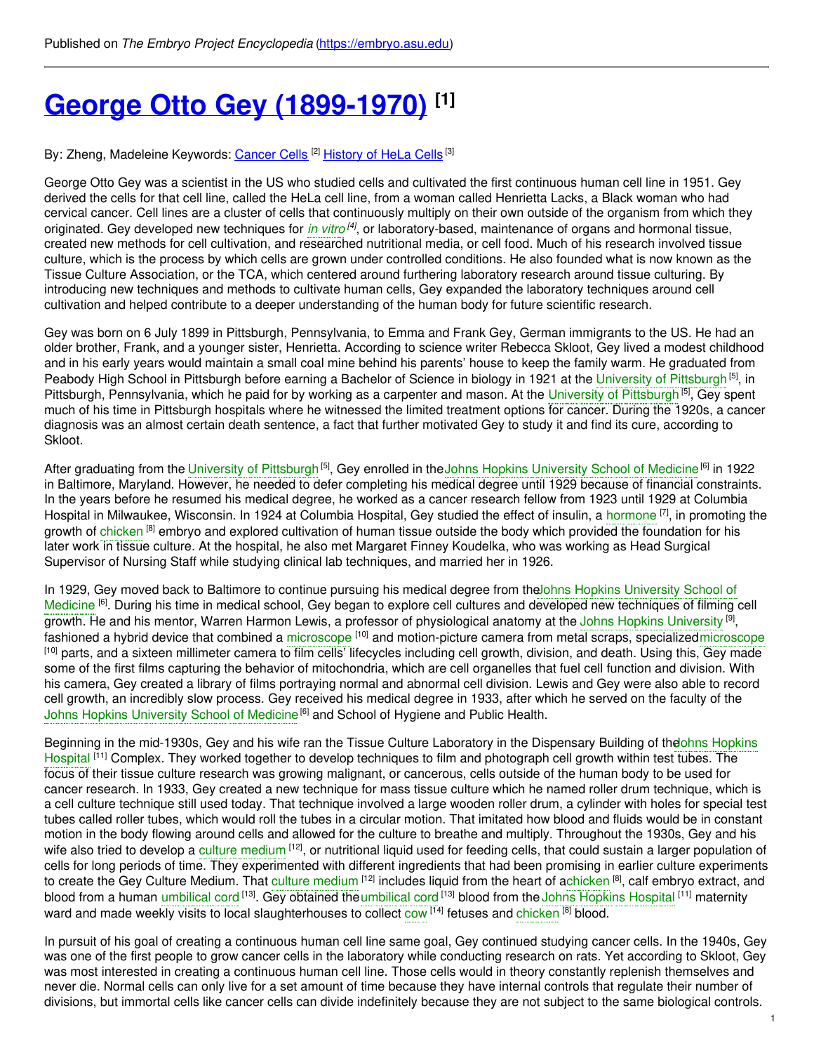Published on *The Embryo Project Encyclopedia* (https://embryo.asu.edu)

# George Otto Gey (1899-1970) [1]

By: Zheng, Madeleine Keywords: Cancer Cells [2] History of HeLa Cells [3]

George Otto Gey was a scientist in the US who studied cells and cultivated the first continuous human cell line in 1951. Gey derived the cells for that cell line, called the HeLa cell line, from a woman called Henrietta Lacks, a Black woman who had cervical cancer. Cell lines are a cluster of cells that continuously multiply on their own outside of the organism from which they originated. Gey developed new techniques for *in vitro* [4], or laboratory-based, maintenance of organs and hormonal tissue, created new methods for cell cultivation, and researched nutritional media, or cell food. Much of his research involved tissue culture, which is the process by which cells are grown under controlled conditions. He also founded what is now known as the Tissue Culture Association, or the TCA, which centered around furthering laboratory research around tissue culturing. By introducing new techniques and methods to cultivate human cells, Gey expanded the laboratory techniques around cell cultivation and helped contribute to a deeper understanding of the human body for future scientific research.

Gey was born on 6 July 1899 in Pittsburgh, Pennsylvania, to Emma and Frank Gey, German immigrants to the US. He had an older brother, Frank, and a younger sister, Henrietta. According to science writer Rebecca Skloot, Gey lived a modest childhood and in his early years would maintain a small coal mine behind his parents' house to keep the family warm. He graduated from Peabody High School in Pittsburgh before earning a Bachelor of Science in biology in 1921 at the University of Pittsburgh [5], in Pittsburgh, Pennsylvania, which he paid for by working as a carpenter and mason. At the University of Pittsburgh [5], Gey spent much of his time in Pittsburgh hospitals where he witnessed the limited treatment options for cancer. During the 1920s, a cancer diagnosis was an almost certain death sentence, a fact that further motivated Gey to study it and find its cure, according to Skloot.

After graduating from the University of Pittsburgh [5], Gey enrolled in the Johns Hopkins University School of Medicine [6] in 1922 in Baltimore, Maryland. However, he needed to defer completing his medical degree until 1929 because of financial constraints. In the years before he resumed his medical degree, he worked as a cancer research fellow from 1923 until 1929 at Columbia Hospital in Milwaukee, Wisconsin. In 1924 at Columbia Hospital, Gey studied the effect of insulin, a hormone [7], in promoting the growth of chicken [8] embryo and explored cultivation of human tissue outside the body which provided the foundation for his later work in tissue culture. At the hospital, he also met Margaret Finney Koudelka, who was working as Head Surgical Supervisor of Nursing Staff while studying clinical lab techniques, and married her in 1926.

In 1929, Gey moved back to Baltimore to continue pursuing his medical degree from the Johns Hopkins University School of Medicine [6]. During his time in medical school, Gey began to explore cell cultures and developed new techniques of filming cell growth. He and his mentor, Warren Harmon Lewis, a professor of physiological anatomy at the Johns Hopkins University [9], fashioned a hybrid device that combined a microscope [10] and motion-picture camera from metal scraps, specialized microscope [10] parts, and a sixteen millimeter camera to film cells' lifecycles including cell growth, division, and death. Using this, Gey made some of the first films capturing the behavior of mitochondria, which are cell organelles that fuel cell function and division. With his camera, Gey created a library of films portraying normal and abnormal cell division. Lewis and Gey were also able to record cell growth, an incredibly slow process. Gey received his medical degree in 1933, after which he served on the faculty of the Johns Hopkins University School of Medicine [6] and School of Hygiene and Public Health.

Beginning in the mid-1930s, Gey and his wife ran the Tissue Culture Laboratory in the Dispensary Building of the Johns Hopkins Hospital [11] Complex. They worked together to develop techniques to film and photograph cell growth within test tubes. The focus of their tissue culture research was growing malignant, or cancerous, cells outside of the human body to be used for cancer research. In 1933, Gey created a new technique for mass tissue culture which he named roller drum technique, which is a cell culture technique still used today. That technique involved a large wooden roller drum, a cylinder with holes for special test tubes called roller tubes, which would roll the tubes in a circular motion. That imitated how blood and fluids would be in constant motion in the body flowing around cells and allowed for the culture to breathe and multiply. Throughout the 1930s, Gey and his wife also tried to develop a culture medium [12], or nutritional liquid used for feeding cells, that could sustain a larger population of cells for long periods of time. They experimented with different ingredients that had been promising in earlier culture experiments to create the Gey Culture Medium. That culture medium [12] includes liquid from the heart of a chicken [8], calf embryo extract, and blood from a human umbilical cord [13]. Gey obtained the umbilical cord [13] blood from the Johns Hopkins Hospital [11] maternity ward and made weekly visits to local slaughterhouses to collect cow [14] fetuses and chicken [8] blood.

In pursuit of his goal of creating a continuous human cell line same goal, Gey continued studying cancer cells. In the 1940s, Gey was one of the first people to grow cancer cells in the laboratory while conducting research on rats. Yet according to Skloot, Gey was most interested in creating a continuous human cell line. Those cells would in theory constantly replenish themselves and never die. Normal cells can only live for a set amount of time because they have internal controls that regulate their number of divisions, but immortal cells like cancer cells can divide indefinitely because they are not subject to the same biological controls.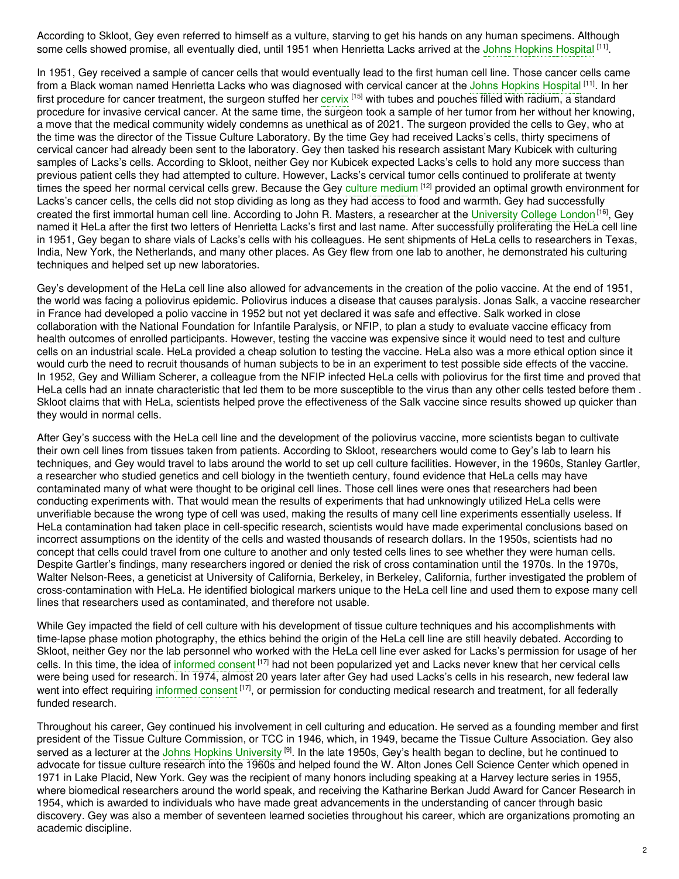According to Skloot, Gey even referred to himself as a vulture, starving to get his hands on any human specimens. Although some cells showed promise, all eventually died, until 1951 when Henrietta Lacks arrived at the Johns Hopkins Hospital [11].

In 1951, Gey received a sample of cancer cells that would eventually lead to the first human cell line. Those cancer cells came from a Black woman named Henrietta Lacks who was diagnosed with cervical cancer at the Johns Hopkins Hospital [11]. In her first procedure for cancer treatment, the surgeon stuffed her cervix [15] with tubes and pouches filled with radium, a standard procedure for invasive cervical cancer. At the same time, the surgeon took a sample of her tumor from her without her knowing, a move that the medical community widely condemns as unethical as of 2021. The surgeon provided the cells to Gey, who at the time was the director of the Tissue Culture Laboratory. By the time Gey had received Lacks's cells, thirty specimens of cervical cancer had already been sent to the laboratory. Gey then tasked his research assistant Mary Kubicek with culturing samples of Lacks's cells. According to Skloot, neither Gey nor Kubicek expected Lacks's cells to hold any more success than previous patient cells they had attempted to culture. However, Lacks's cervical tumor cells continued to proliferate at twenty times the speed her normal cervical cells grew. Because the Gey culture medium [12] provided an optimal growth environment for Lacks's cancer cells, the cells did not stop dividing as long as they had access to food and warmth. Gey had successfully created the first immortal human cell line. According to John R. Masters, a researcher at the University College London [16], Gey named it HeLa after the first two letters of Henrietta Lacks's first and last name. After successfully proliferating the HeLa cell line in 1951, Gey began to share vials of Lacks's cells with his colleagues. He sent shipments of HeLa cells to researchers in Texas, India, New York, the Netherlands, and many other places. As Gey flew from one lab to another, he demonstrated his culturing techniques and helped set up new laboratories.

Gey's development of the HeLa cell line also allowed for advancements in the creation of the polio vaccine. At the end of 1951, the world was facing a poliovirus epidemic. Poliovirus induces a disease that causes paralysis. Jonas Salk, a vaccine researcher in France had developed a polio vaccine in 1952 but not yet declared it was safe and effective. Salk worked in close collaboration with the National Foundation for Infantile Paralysis, or NFIP, to plan a study to evaluate vaccine efficacy from health outcomes of enrolled participants. However, testing the vaccine was expensive since it would need to test and culture cells on an industrial scale. HeLa provided a cheap solution to testing the vaccine. HeLa also was a more ethical option since it would curb the need to recruit thousands of human subjects to be in an experiment to test possible side effects of the vaccine. In 1952, Gey and William Scherer, a colleague from the NFIP infected HeLa cells with poliovirus for the first time and proved that HeLa cells had an innate characteristic that led them to be more susceptible to the virus than any other cells tested before them . Skloot claims that with HeLa, scientists helped prove the effectiveness of the Salk vaccine since results showed up quicker than they would in normal cells.

After Gey's success with the HeLa cell line and the development of the poliovirus vaccine, more scientists began to cultivate their own cell lines from tissues taken from patients. According to Skloot, researchers would come to Gey's lab to learn his techniques, and Gey would travel to labs around the world to set up cell culture facilities. However, in the 1960s, Stanley Gartler, a researcher who studied genetics and cell biology in the twentieth century, found evidence that HeLa cells may have contaminated many of what were thought to be original cell lines. Those cell lines were ones that researchers had been conducting experiments with. That would mean the results of experiments that had unknowingly utilized HeLa cells were unverifiable because the wrong type of cell was used, making the results of many cell line experiments essentially useless. If HeLa contamination had taken place in cell-specific research, scientists would have made experimental conclusions based on incorrect assumptions on the identity of the cells and wasted thousands of research dollars. In the 1950s, scientists had no concept that cells could travel from one culture to another and only tested cells lines to see whether they were human cells. Despite Gartler's findings, many researchers ingored or denied the risk of cross contamination until the 1970s. In the 1970s, Walter Nelson-Rees, a geneticist at University of California, Berkeley, in Berkeley, California, further investigated the problem of cross-contamination with HeLa. He identified biological markers unique to the HeLa cell line and used them to expose many cell lines that researchers used as contaminated, and therefore not usable.

While Gey impacted the field of cell culture with his development of tissue culture techniques and his accomplishments with time-lapse phase motion photography, the ethics behind the origin of the HeLa cell line are still heavily debated. According to Skloot, neither Gey nor the lab personnel who worked with the HeLa cell line ever asked for Lacks's permission for usage of her cells. In this time, the idea of informed consent [17] had not been popularized yet and Lacks never knew that her cervical cells were being used for research. In 1974, almost 20 years later after Gey had used Lacks's cells in his research, new federal law went into effect requiring informed consent [17], or permission for conducting medical research and treatment, for all federally funded research.

Throughout his career, Gey continued his involvement in cell culturing and education. He served as a founding member and first president of the Tissue Culture Commission, or TCC in 1946, which, in 1949, became the Tissue Culture Association. Gey also served as a lecturer at the Johns Hopkins University [9]. In the late 1950s, Gey's health began to decline, but he continued to advocate for tissue culture research into the 1960s and helped found the W. Alton Jones Cell Science Center which opened in 1971 in Lake Placid, New York. Gey was the recipient of many honors including speaking at a Harvey lecture series in 1955, where biomedical researchers around the world speak, and receiving the Katharine Berkan Judd Award for Cancer Research in 1954, which is awarded to individuals who have made great advancements in the understanding of cancer through basic discovery. Gey was also a member of seventeen learned societies throughout his career, which are organizations promoting an academic discipline.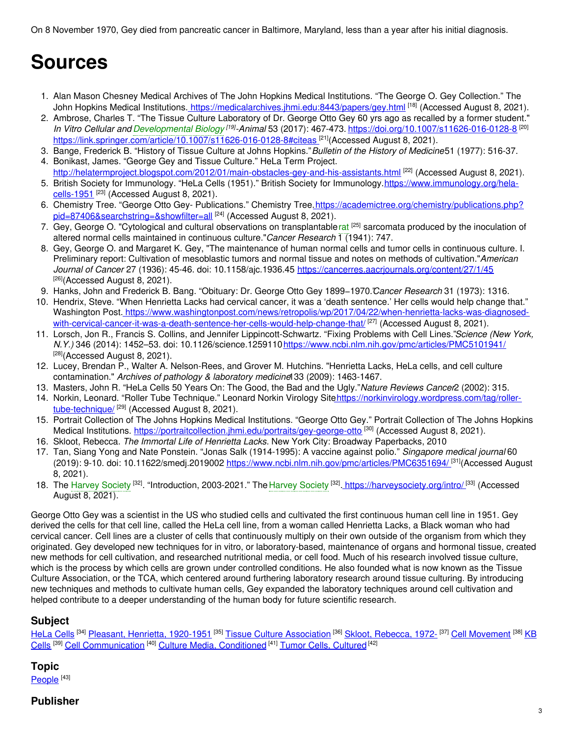On 8 November 1970, Gey died from pancreatic cancer in Baltimore, Maryland, less than a year after his initial diagnosis.

# Sources

1. Alan Mason Chesney Medical Archives of The John Hopkins Medical Institutions. "The George O. Gey Collection." The John Hopkins Medical Institutions. https://medicalarchives.jhmi.edu:8443/papers/gey.html [18] (Accessed August 8, 2021).
2. Ambrose, Charles T. "The Tissue Culture Laboratory of Dr. George Otto Gey 60 yrs ago as recalled by a former student." *In Vitro Cellular and Developmental Biology [19]-Animal* 53 (2017): 467-473. https://doi.org/10.1007/s11626-016-0128-8 [20] https://link.springer.com/article/10.1007/s11626-016-0128-8#citeas [21](Accessed August 8, 2021).
3. Bange, Frederick B. "History of Tissue Culture at Johns Hopkins." *Bulletin of the History of Medicine* 51 (1977): 516-37.
4. Bonikast, James. "George Gey and Tissue Culture." HeLa Term Project. http://helatermproject.blogspot.com/2012/01/main-obstacles-gey-and-his-assistants.html [22] (Accessed August 8, 2021).
5. British Society for Immunology. "HeLa Cells (1951)." British Society for Immunology. https://www.immunology.org/hela-cells-1951 [23] (Accessed August 8, 2021).
6. Chemistry Tree. "George Otto Gey- Publications." Chemistry Tree. https://academictree.org/chemistry/publications.php?pid=87406&searchstring=&showfilter=all [24] (Accessed August 8, 2021).
7. Gey, George O. "Cytological and cultural observations on transplantable rat [25] sarcomata produced by the inoculation of altered normal cells maintained in continuous culture." *Cancer Research* 1 (1941): 747.
8. Gey, George O. and Margaret K. Gey, "The maintenance of human normal cells and tumor cells in continuous culture. I. Preliminary report: Cultivation of mesoblastic tumors and normal tissue and notes on methods of cultivation." *American Journal of Cancer* 27 (1936): 45-46. doi: 10.1158/ajc.1936.45 https://cancerres.aacrjournals.org/content/27/1/45 [26](Accessed August 8, 2021).
9. Hanks, John and Frederick B. Bang. "Obituary: Dr. George Otto Gey 1899–1970." *Cancer Research* 31 (1973): 1316.
10. Hendrix, Steve. "When Henrietta Lacks had cervical cancer, it was a 'death sentence.' Her cells would help change that." Washington Post. https://www.washingtonpost.com/news/retropolis/wp/2017/04/22/when-henrietta-lacks-was-diagnosed-with-cervical-cancer-it-was-a-death-sentence-her-cells-would-help-change-that/ [27] (Accessed August 8, 2021).
11. Lorsch, Jon R., Francis S. Collins, and Jennifer Lippincott-Schwartz. "Fixing Problems with Cell Lines." *Science (New York, N.Y.)* 346 (2014): 1452–53. doi: 10.1126/science.1259110 https://www.ncbi.nlm.nih.gov/pmc/articles/PMC5101941/ [28](Accessed August 8, 2021).
12. Lucey, Brendan P., Walter A. Nelson-Rees, and Grover M. Hutchins. "Henrietta Lacks, HeLa cells, and cell culture contamination." *Archives of pathology & laboratory medicine* 133 (2009): 1463-1467.
13. Masters, John R. "HeLa Cells 50 Years On: The Good, the Bad and the Ugly." *Nature Reviews Cancer* 2 (2002): 315.
14. Norkin, Leonard. "Roller Tube Technique." Leonard Norkin Virology Site https://norkinvirology.wordpress.com/tag/roller-tube-technique/ [29] (Accessed August 8, 2021).
15. Portrait Collection of The Johns Hopkins Medical Institutions. "George Otto Gey." Portrait Collection of The Johns Hopkins Medical Institutions. https://portraitcollection.jhmi.edu/portraits/gey-george-otto [30] (Accessed August 8, 2021).
16. Skloot, Rebecca. *The Immortal Life of Henrietta Lacks.* New York City: Broadway Paperbacks, 2010
17. Tan, Siang Yong and Nate Ponstein. "Jonas Salk (1914-1995): A vaccine against polio." *Singapore medical journal* 60 (2019): 9-10. doi: 10.11622/smedj.2019002 https://www.ncbi.nlm.nih.gov/pmc/articles/PMC6351694/ [31](Accessed August 8, 2021).
18. The Harvey Society [32]. "Introduction, 2003-2021." The Harvey Society [32]. https://harveysociety.org/intro/ [33] (Accessed August 8, 2021).

George Otto Gey was a scientist in the US who studied cells and cultivated the first continuous human cell line in 1951. Gey derived the cells for that cell line, called the HeLa cell line, from a woman called Henrietta Lacks, a Black woman who had cervical cancer. Cell lines are a cluster of cells that continuously multiply on their own outside of the organism from which they originated. Gey developed new techniques for in vitro, or laboratory-based, maintenance of organs and hormonal tissue, created new methods for cell cultivation, and researched nutritional media, or cell food. Much of his research involved tissue culture, which is the process by which cells are grown under controlled conditions. He also founded what is now known as the Tissue Culture Association, or the TCA, which centered around furthering laboratory research around tissue culturing. By introducing new techniques and methods to cultivate human cells, Gey expanded the laboratory techniques around cell cultivation and helped contribute to a deeper understanding of the human body for future scientific research.

## Subject

HeLa Cells [34] Pleasant, Henrietta, 1920-1951 [35] Tissue Culture Association [36] Skloot, Rebecca, 1972- [37] Cell Movement [38] KB Cells [39] Cell Communication [40] Culture Media, Conditioned [41] Tumor Cells, Cultured [42]

## Topic

People [43]

## Publisher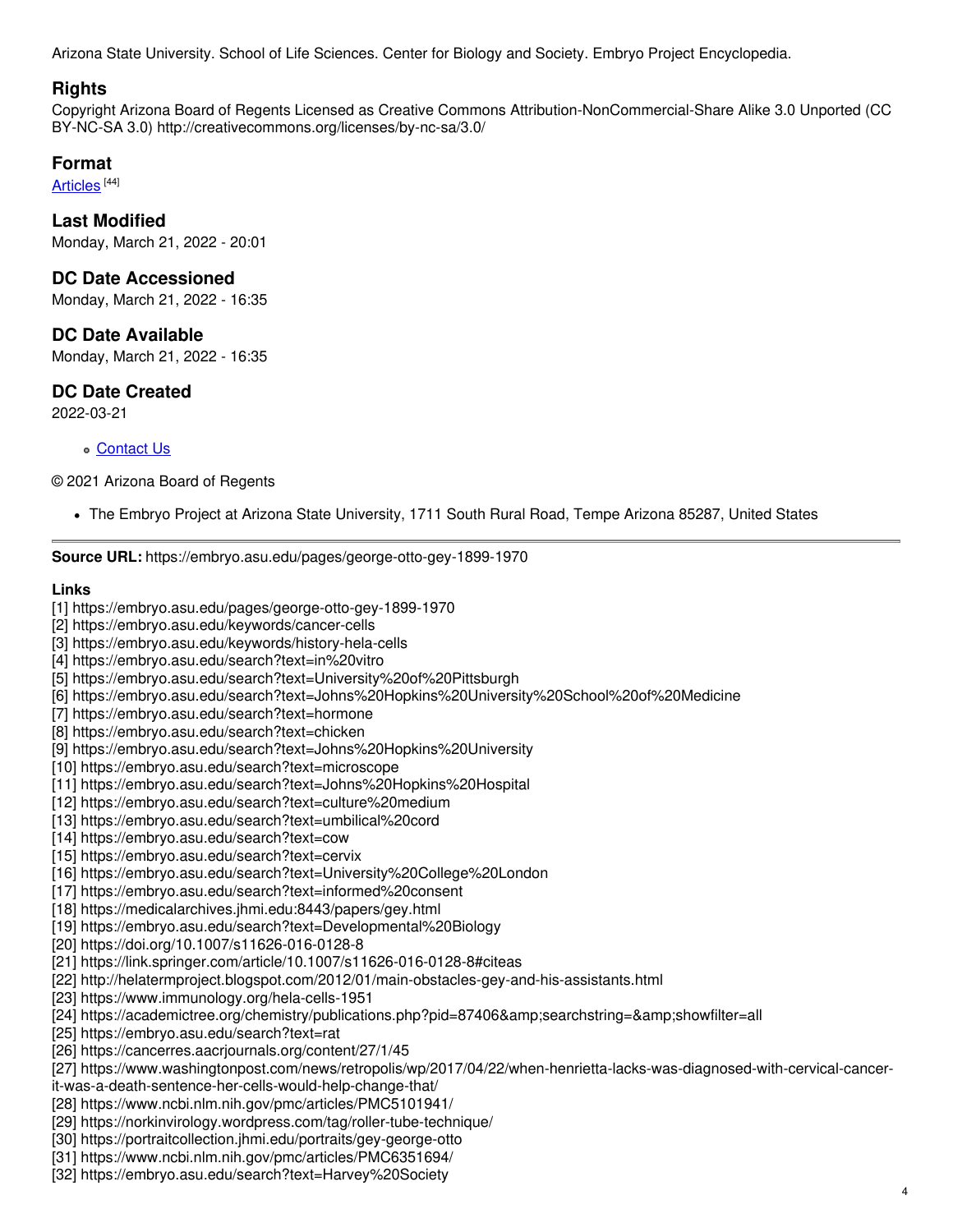Arizona State University. School of Life Sciences. Center for Biology and Society. Embryo Project Encyclopedia.

## Rights

Copyright Arizona Board of Regents Licensed as Creative Commons Attribution-NonCommercial-Share Alike 3.0 Unported (CC BY-NC-SA 3.0) http://creativecommons.org/licenses/by-nc-sa/3.0/

## Format

Articles [44]

## Last Modified

Monday, March 21, 2022 - 20:01

## DC Date Accessioned

Monday, March 21, 2022 - 16:35

## DC Date Available

Monday, March 21, 2022 - 16:35

## DC Date Created

2022-03-21

- Contact Us

© 2021 Arizona Board of Regents

- The Embryo Project at Arizona State University, 1711 South Rural Road, Tempe Arizona 85287, United States

---

**Source URL:** https://embryo.asu.edu/pages/george-otto-gey-1899-1970

**Links**

[1] https://embryo.asu.edu/pages/george-otto-gey-1899-1970
[2] https://embryo.asu.edu/keywords/cancer-cells
[3] https://embryo.asu.edu/keywords/history-hela-cells
[4] https://embryo.asu.edu/search?text=in%20vitro
[5] https://embryo.asu.edu/search?text=University%20of%20Pittsburgh
[6] https://embryo.asu.edu/search?text=Johns%20Hopkins%20University%20School%20of%20Medicine
[7] https://embryo.asu.edu/search?text=hormone
[8] https://embryo.asu.edu/search?text=chicken
[9] https://embryo.asu.edu/search?text=Johns%20Hopkins%20University
[10] https://embryo.asu.edu/search?text=microscope
[11] https://embryo.asu.edu/search?text=Johns%20Hopkins%20Hospital
[12] https://embryo.asu.edu/search?text=culture%20medium
[13] https://embryo.asu.edu/search?text=umbilical%20cord
[14] https://embryo.asu.edu/search?text=cow
[15] https://embryo.asu.edu/search?text=cervix
[16] https://embryo.asu.edu/search?text=University%20College%20London
[17] https://embryo.asu.edu/search?text=informed%20consent
[18] https://medicalarchives.jhmi.edu:8443/papers/gey.html
[19] https://embryo.asu.edu/search?text=Developmental%20Biology
[20] https://doi.org/10.1007/s11626-016-0128-8
[21] https://link.springer.com/article/10.1007/s11626-016-0128-8#citeas
[22] http://helatermproject.blogspot.com/2012/01/main-obstacles-gey-and-his-assistants.html
[23] https://www.immunology.org/hela-cells-1951
[24] https://academictree.org/chemistry/publications.php?pid=87406&amp;searchstring=&amp;showfilter=all
[25] https://embryo.asu.edu/search?text=rat
[26] https://cancerres.aacrjournals.org/content/27/1/45
[27] https://www.washingtonpost.com/news/retropolis/wp/2017/04/22/when-henrietta-lacks-was-diagnosed-with-cervical-cancer-it-was-a-death-sentence-her-cells-would-help-change-that/
[28] https://www.ncbi.nlm.nih.gov/pmc/articles/PMC5101941/
[29] https://norkinvirology.wordpress.com/tag/roller-tube-technique/
[30] https://portraitcollection.jhmi.edu/portraits/gey-george-otto
[31] https://www.ncbi.nlm.nih.gov/pmc/articles/PMC6351694/
[32] https://embryo.asu.edu/search?text=Harvey%20Society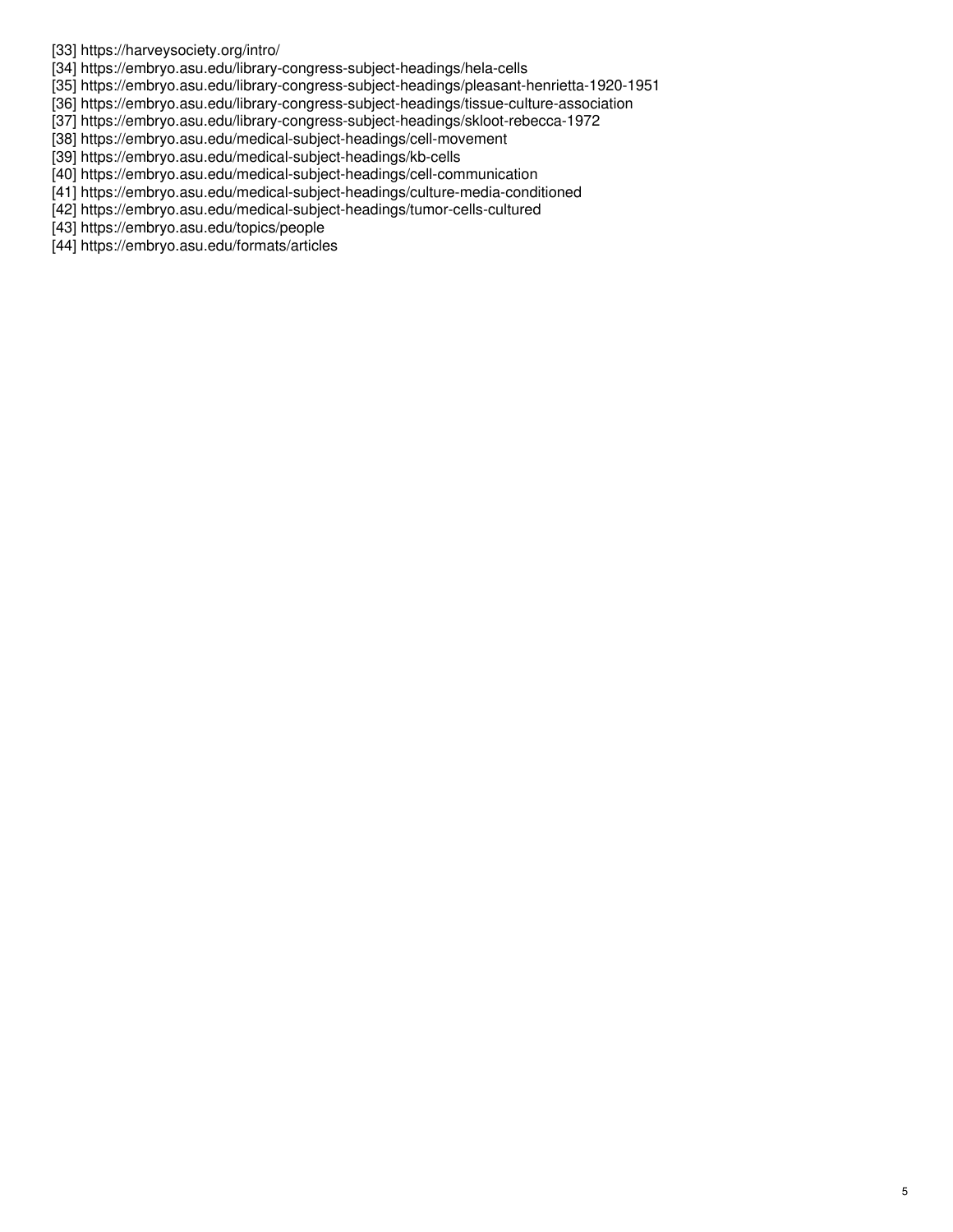[33] https://harveysociety.org/intro/
[34] https://embryo.asu.edu/library-congress-subject-headings/hela-cells
[35] https://embryo.asu.edu/library-congress-subject-headings/pleasant-henrietta-1920-1951
[36] https://embryo.asu.edu/library-congress-subject-headings/tissue-culture-association
[37] https://embryo.asu.edu/library-congress-subject-headings/skloot-rebecca-1972
[38] https://embryo.asu.edu/medical-subject-headings/cell-movement
[39] https://embryo.asu.edu/medical-subject-headings/kb-cells
[40] https://embryo.asu.edu/medical-subject-headings/cell-communication
[41] https://embryo.asu.edu/medical-subject-headings/culture-media-conditioned
[42] https://embryo.asu.edu/medical-subject-headings/tumor-cells-cultured
[43] https://embryo.asu.edu/topics/people
[44] https://embryo.asu.edu/formats/articles